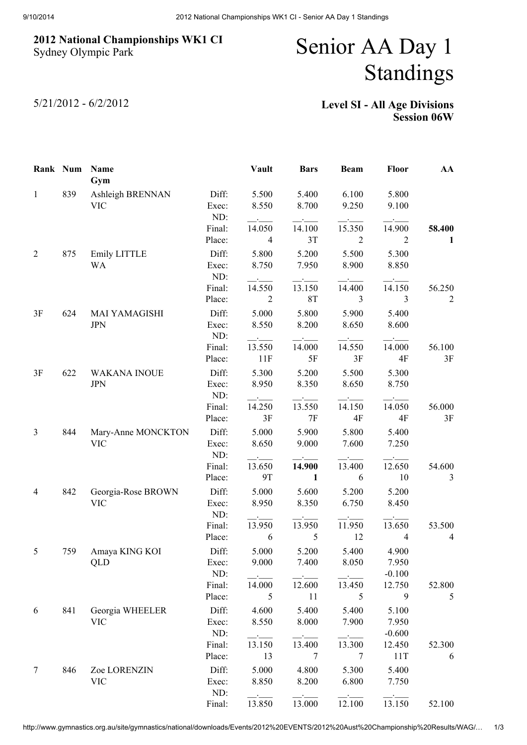## 2012 National Championships WK1 CI
Sydney Olympic Park

# Senior AA Day 1 Standings

5/21/2012 - 6/2/2012

**Level SI - All Age Divisions**
**Session 06W**

| Rank | Num | Name / Gym | | Vault | Bars | Beam | Floor | AA |
|---|---|---|---|---|---|---|---|---|
| 1 | 839 | Ashleigh BRENNAN | Diff: | 5.500 | 5.400 | 6.100 | 5.800 | |
| | | VIC | Exec: | 8.550 | 8.700 | 9.250 | 9.100 | |
| | | | ND: | __.___ | __.___ | __.___ | __.___ | |
| | | | Final: | 14.050 | 14.100 | 15.350 | 14.900 | **58.400** |
| | | | Place: | 4 | 3T | 2 | 2 | **1** |
| 2 | 875 | Emily LITTLE | Diff: | 5.800 | 5.200 | 5.500 | 5.300 | |
| | | WA | Exec: | 8.750 | 7.950 | 8.900 | 8.850 | |
| | | | ND: | __.___ | __.___ | __.___ | __.___ | |
| | | | Final: | 14.550 | 13.150 | 14.400 | 14.150 | 56.250 |
| | | | Place: | 2 | 8T | 3 | 3 | 2 |
| 3F | 624 | MAI YAMAGISHI | Diff: | 5.000 | 5.800 | 5.900 | 5.400 | |
| | | JPN | Exec: | 8.550 | 8.200 | 8.650 | 8.600 | |
| | | | ND: | __.___ | __.___ | __.___ | __.___ | |
| | | | Final: | 13.550 | 14.000 | 14.550 | 14.000 | 56.100 |
| | | | Place: | 11F | 5F | 3F | 4F | 3F |
| 3F | 622 | WAKANA INOUE | Diff: | 5.300 | 5.200 | 5.500 | 5.300 | |
| | | JPN | Exec: | 8.950 | 8.350 | 8.650 | 8.750 | |
| | | | ND: | __.___ | __.___ | __.___ | __.___ | |
| | | | Final: | 14.250 | 13.550 | 14.150 | 14.050 | 56.000 |
| | | | Place: | 3F | 7F | 4F | 4F | 3F |
| 3 | 844 | Mary-Anne MONCKTON | Diff: | 5.000 | 5.900 | 5.800 | 5.400 | |
| | | VIC | Exec: | 8.650 | 9.000 | 7.600 | 7.250 | |
| | | | ND: | __.___ | __.___ | __.___ | __.___ | |
| | | | Final: | 13.650 | **14.900** | 13.400 | 12.650 | 54.600 |
| | | | Place: | 9T | **1** | 6 | 10 | 3 |
| 4 | 842 | Georgia-Rose BROWN | Diff: | 5.000 | 5.600 | 5.200 | 5.200 | |
| | | VIC | Exec: | 8.950 | 8.350 | 6.750 | 8.450 | |
| | | | ND: | __.___ | __.___ | __.___ | __.___ | |
| | | | Final: | 13.950 | 13.950 | 11.950 | 13.650 | 53.500 |
| | | | Place: | 6 | 5 | 12 | 4 | 4 |
| 5 | 759 | Amaya KING KOI | Diff: | 5.000 | 5.200 | 5.400 | 4.900 | |
| | | QLD | Exec: | 9.000 | 7.400 | 8.050 | 7.950 | |
| | | | ND: | __.___ | __.___ | __.___ | -0.100 | |
| | | | Final: | 14.000 | 12.600 | 13.450 | 12.750 | 52.800 |
| | | | Place: | 5 | 11 | 5 | 9 | 5 |
| 6 | 841 | Georgia WHEELER | Diff: | 4.600 | 5.400 | 5.400 | 5.100 | |
| | | VIC | Exec: | 8.550 | 8.000 | 7.900 | 7.950 | |
| | | | ND: | __.___ | __.___ | __.___ | -0.600 | |
| | | | Final: | 13.150 | 13.400 | 13.300 | 12.450 | 52.300 |
| | | | Place: | 13 | 7 | 7 | 11T | 6 |
| 7 | 846 | Zoe LORENZIN | Diff: | 5.000 | 4.800 | 5.300 | 5.400 | |
| | | VIC | Exec: | 8.850 | 8.200 | 6.800 | 7.750 | |
| | | | ND: | __.___ | __.___ | __.___ | __.___ | |
| | | | Final: | 13.850 | 13.000 | 12.100 | 13.150 | 52.100 |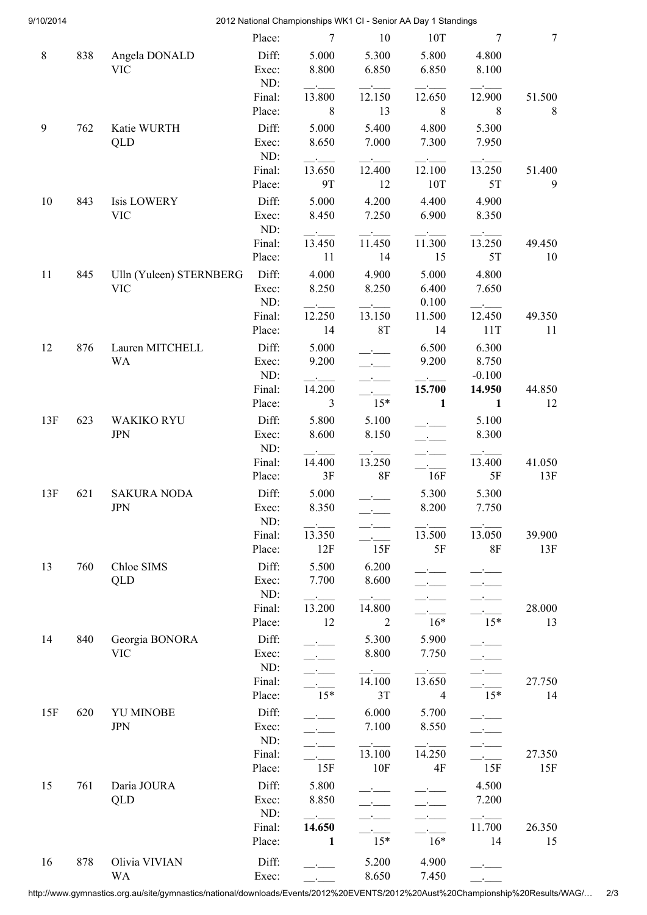| | | | Place: | 7 | 10 | 10T | 7 | 7 |
|---|---|---|---|---|---|---|---|---|
| 8 | 838 | Angela DONALD VIC | Diff: | 5.000 | 5.300 | 5.800 | 4.800 | |
| | | | Exec: | 8.800 | 6.850 | 6.850 | 8.100 | |
| | | | ND: | __.___ | __.___ | __.___ | __.___ | |
| | | | Final: | 13.800 | 12.150 | 12.650 | 12.900 | 51.500 |
| | | | Place: | 8 | 13 | 8 | 8 | 8 |
| 9 | 762 | Katie WURTH QLD | Diff: | 5.000 | 5.400 | 4.800 | 5.300 | |
| | | | Exec: | 8.650 | 7.000 | 7.300 | 7.950 | |
| | | | ND: | __.___ | __.___ | __.___ | __.___ | |
| | | | Final: | 13.650 | 12.400 | 12.100 | 13.250 | 51.400 |
| | | | Place: | 9T | 12 | 10T | 5T | 9 |
| 10 | 843 | Isis LOWERY VIC | Diff: | 5.000 | 4.200 | 4.400 | 4.900 | |
| | | | Exec: | 8.450 | 7.250 | 6.900 | 8.350 | |
| | | | ND: | __.___ | __.___ | __.___ | __.___ | |
| | | | Final: | 13.450 | 11.450 | 11.300 | 13.250 | 49.450 |
| | | | Place: | 11 | 14 | 15 | 5T | 10 |
| 11 | 845 | Ulln (Yuleen) STERNBERG VIC | Diff: | 4.000 | 4.900 | 5.000 | 4.800 | |
| | | | Exec: | 8.250 | 8.250 | 6.400 | 7.650 | |
| | | | ND: | __.___ | __.___ | 0.100 | __.___ | |
| | | | Final: | 12.250 | 13.150 | 11.500 | 12.450 | 49.350 |
| | | | Place: | 14 | 8T | 14 | 11T | 11 |
| 12 | 876 | Lauren MITCHELL WA | Diff: | 5.000 | __.___ | 6.500 | 6.300 | |
| | | | Exec: | 9.200 | __.___ | 9.200 | 8.750 | |
| | | | ND: | __.___ | __.___ | __.___ | -0.100 | |
| | | | Final: | 14.200 | __.___ | **15.700** | **14.950** | 44.850 |
| | | | Place: | 3 | 15* | **1** | **1** | 12 |
| 13F | 623 | WAKIKO RYU JPN | Diff: | 5.800 | 5.100 | __.___ | 5.100 | |
| | | | Exec: | 8.600 | 8.150 | __.___ | 8.300 | |
| | | | ND: | __.___ | __.___ | __.___ | __.___ | |
| | | | Final: | 14.400 | 13.250 | __.___ | 13.400 | 41.050 |
| | | | Place: | 3F | 8F | 16F | 5F | 13F |
| 13F | 621 | SAKURA NODA JPN | Diff: | 5.000 | __.___ | 5.300 | 5.300 | |
| | | | Exec: | 8.350 | __.___ | 8.200 | 7.750 | |
| | | | ND: | __.___ | __.___ | __.___ | __.___ | |
| | | | Final: | 13.350 | __.___ | 13.500 | 13.050 | 39.900 |
| | | | Place: | 12F | 15F | 5F | 8F | 13F |
| 13 | 760 | Chloe SIMS QLD | Diff: | 5.500 | 6.200 | __.___ | __.___ | |
| | | | Exec: | 7.700 | 8.600 | __.___ | __.___ | |
| | | | ND: | __.___ | __.___ | __.___ | __.___ | |
| | | | Final: | 13.200 | 14.800 | __.___ | __.___ | 28.000 |
| | | | Place: | 12 | 2 | 16* | 15* | 13 |
| 14 | 840 | Georgia BONORA VIC | Diff: | __.___ | 5.300 | 5.900 | __.___ | |
| | | | Exec: | __.___ | 8.800 | 7.750 | __.___ | |
| | | | ND: | __.___ | __.___ | __.___ | __.___ | |
| | | | Final: | __.___ | 14.100 | 13.650 | __.___ | 27.750 |
| | | | Place: | 15* | 3T | 4 | 15* | 14 |
| 15F | 620 | YU MINOBE JPN | Diff: | __.___ | 6.000 | 5.700 | __.___ | |
| | | | Exec: | __.___ | 7.100 | 8.550 | __.___ | |
| | | | ND: | __.___ | __.___ | __.___ | __.___ | |
| | | | Final: | __.___ | 13.100 | 14.250 | __.___ | 27.350 |
| | | | Place: | 15F | 10F | 4F | 15F | 15F |
| 15 | 761 | Daria JOURA QLD | Diff: | 5.800 | __.___ | __.___ | 4.500 | |
| | | | Exec: | 8.850 | __.___ | __.___ | 7.200 | |
| | | | ND: | __.___ | __.___ | __.___ | __.___ | |
| | | | Final: | **14.650** | __.___ | __.___ | 11.700 | 26.350 |
| | | | Place: | **1** | 15* | 16* | 14 | 15 |
| 16 | 878 | Olivia VIVIAN WA | Diff: | __.___ | 5.200 | 4.900 | __.___ | |
| | | | Exec: | __.___ | 8.650 | 7.450 | __.___ | |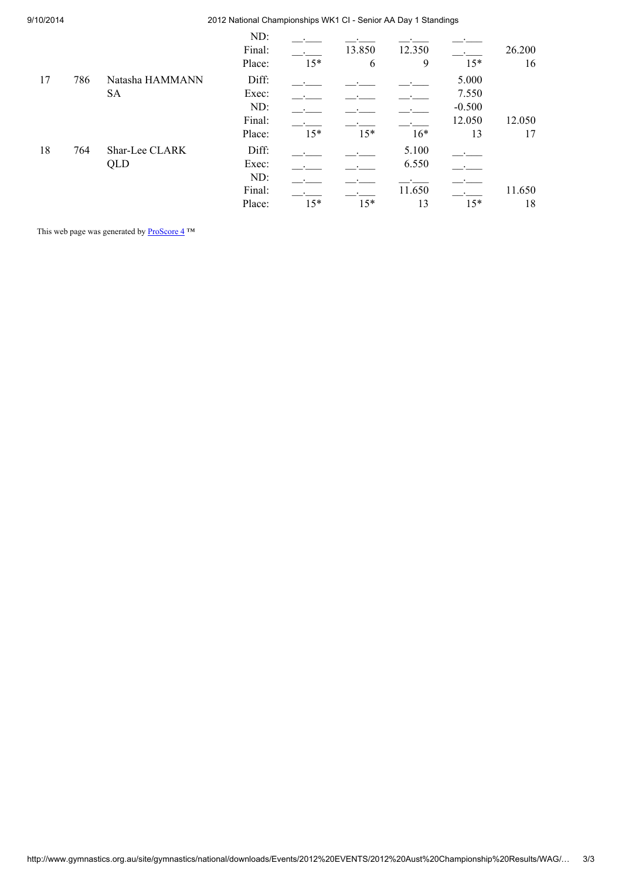| | | | | | | | | |
|---|---|---|---|---|---|---|---|---|
| | | | ND: | __.___ | __.___ | __.___ | __.___ | |
| | | | Final: | __.___ | 13.850 | 12.350 | __.___ | 26.200 |
| | | | Place: | 15* | 6 | 9 | 15* | 16 |
| 17 | 786 | Natasha HAMMANN | Diff: | __.___ | __.___ | __.___ | 5.000 | |
| | | SA | Exec: | __.___ | __.___ | __.___ | 7.550 | |
| | | | ND: | __.___ | __.___ | __.___ | -0.500 | |
| | | | Final: | __.___ | __.___ | __.___ | 12.050 | 12.050 |
| | | | Place: | 15* | 15* | 16* | 13 | 17 |
| 18 | 764 | Shar-Lee CLARK | Diff: | __.___ | __.___ | 5.100 | __.___ | |
| | | QLD | Exec: | __.___ | __.___ | 6.550 | __.___ | |
| | | | ND: | __.___ | __.___ | __.___ | __.___ | |
| | | | Final: | __.___ | __.___ | 11.650 | __.___ | 11.650 |
| | | | Place: | 15* | 15* | 13 | 15* | 18 |

This web page was generated by ProScore 4 ™